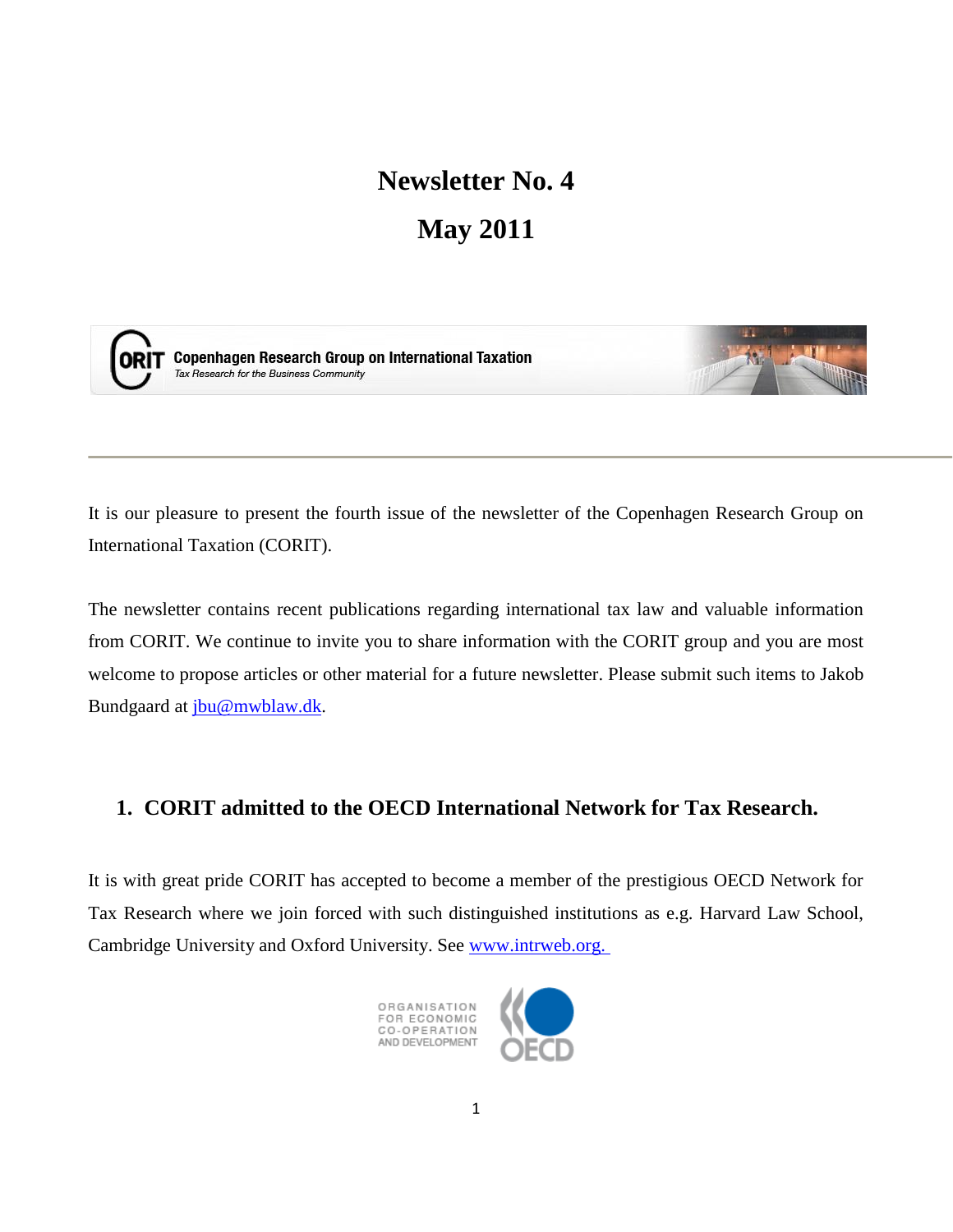# Newsletter No. 4

# May 2011

Copenhagen Research Group on International Taxation

*Tax Research for the Business Community*

---

It is our pleasure to present the fourth issue of the newsletter of the Copenhagen Research Group on International Taxation (CORIT).

The newsletter contains recent publications regarding international tax law and valuable information from CORIT. We continue to invite you to share information with the CORIT group and you are most welcome to propose articles or other material for a future newsletter. Please submit such items to Jakob Bundgaard at jbu@mwblaw.dk.

## 1. CORIT admitted to the OECD International Network for Tax Research.

It is with great pride CORIT has accepted to become a member of the prestigious OECD Network for Tax Research where we join forced with such distinguished institutions as e.g. Harvard Law School, Cambridge University and Oxford University. See www.intrweb.org.

ORGANISATION FOR ECONOMIC CO-OPERATION AND DEVELOPMENT

OECD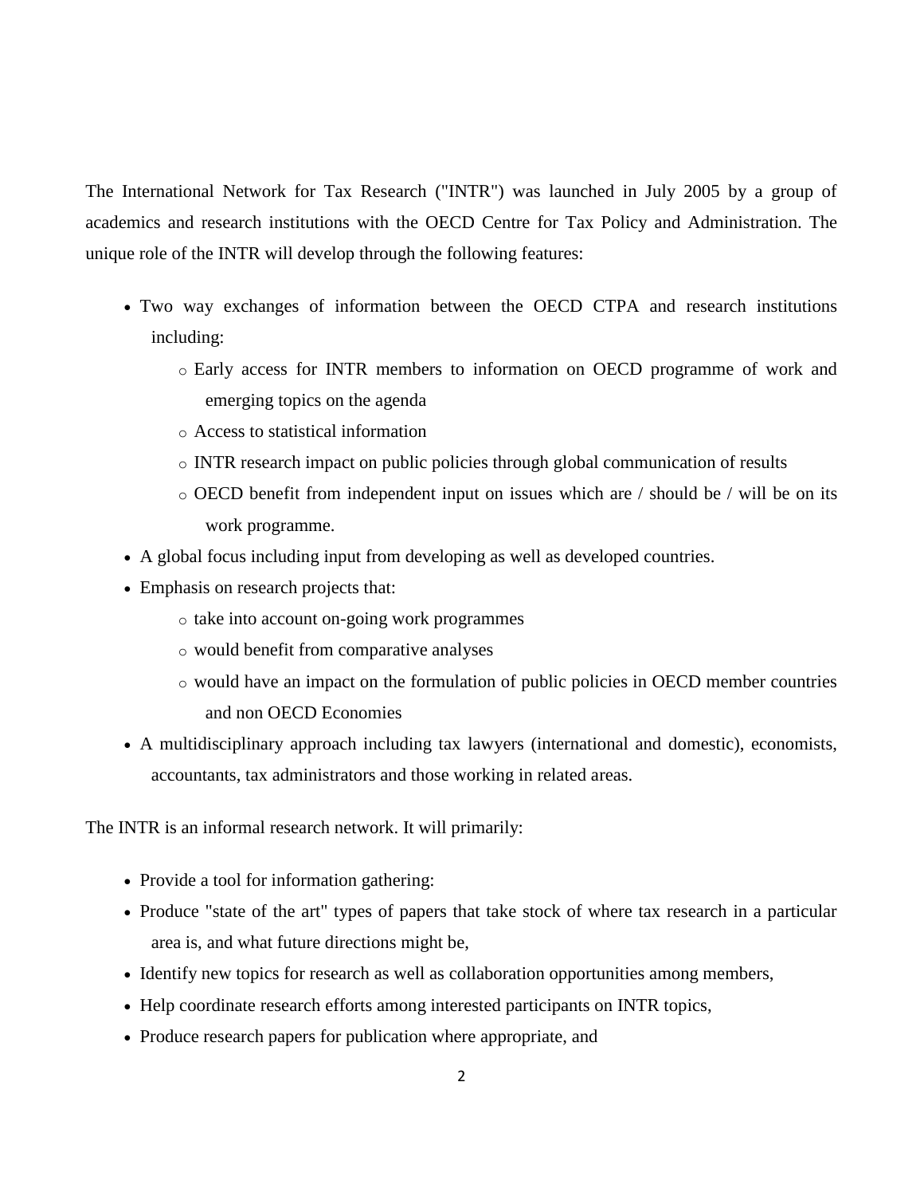The International Network for Tax Research ("INTR") was launched in July 2005 by a group of academics and research institutions with the OECD Centre for Tax Policy and Administration. The unique role of the INTR will develop through the following features:

- Two way exchanges of information between the OECD CTPA and research institutions including:
  - Early access for INTR members to information on OECD programme of work and emerging topics on the agenda
  - Access to statistical information
  - INTR research impact on public policies through global communication of results
  - OECD benefit from independent input on issues which are / should be / will be on its work programme.
- A global focus including input from developing as well as developed countries.
- Emphasis on research projects that:
  - take into account on-going work programmes
  - would benefit from comparative analyses
  - would have an impact on the formulation of public policies in OECD member countries and non OECD Economies
- A multidisciplinary approach including tax lawyers (international and domestic), economists, accountants, tax administrators and those working in related areas.

The INTR is an informal research network. It will primarily:

- Provide a tool for information gathering:
- Produce "state of the art" types of papers that take stock of where tax research in a particular area is, and what future directions might be,
- Identify new topics for research as well as collaboration opportunities among members,
- Help coordinate research efforts among interested participants on INTR topics,
- Produce research papers for publication where appropriate, and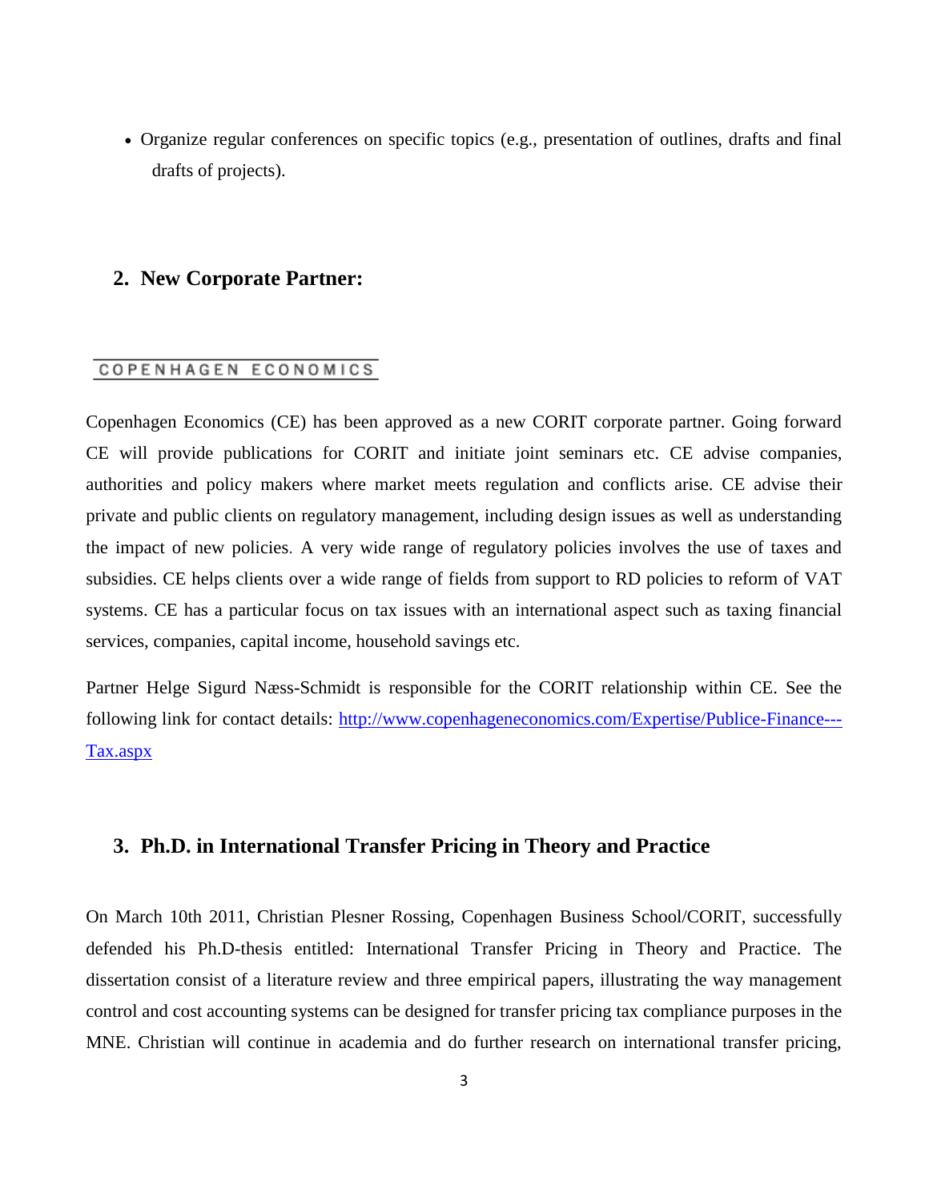- Organize regular conferences on specific topics (e.g., presentation of outlines, drafts and final drafts of projects).

## 2. New Corporate Partner:

COPENHAGEN ECONOMICS

Copenhagen Economics (CE) has been approved as a new CORIT corporate partner. Going forward CE will provide publications for CORIT and initiate joint seminars etc. CE advise companies, authorities and policy makers where market meets regulation and conflicts arise. CE advise their private and public clients on regulatory management, including design issues as well as understanding the impact of new policies. A very wide range of regulatory policies involves the use of taxes and subsidies. CE helps clients over a wide range of fields from support to RD policies to reform of VAT systems. CE has a particular focus on tax issues with an international aspect such as taxing financial services, companies, capital income, household savings etc.

Partner Helge Sigurd Næss-Schmidt is responsible for the CORIT relationship within CE. See the following link for contact details: [http://www.copenhageneconomics.com/Expertise/Publice-Finance---Tax.aspx](http://www.copenhageneconomics.com/Expertise/Publice-Finance---Tax.aspx)

## 3. Ph.D. in International Transfer Pricing in Theory and Practice

On March 10th 2011, Christian Plesner Rossing, Copenhagen Business School/CORIT, successfully defended his Ph.D-thesis entitled: International Transfer Pricing in Theory and Practice. The dissertation consist of a literature review and three empirical papers, illustrating the way management control and cost accounting systems can be designed for transfer pricing tax compliance purposes in the MNE. Christian will continue in academia and do further research on international transfer pricing,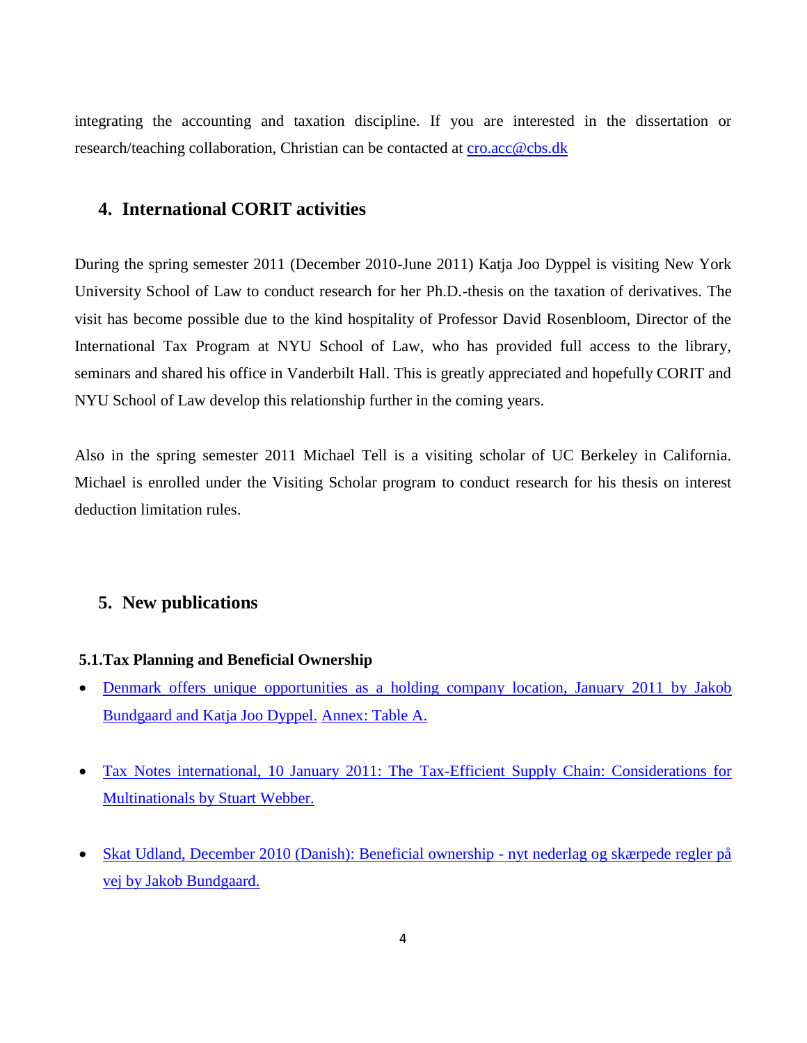integrating the accounting and taxation discipline. If you are interested in the dissertation or research/teaching collaboration, Christian can be contacted at cro.acc@cbs.dk

## 4. International CORIT activities

During the spring semester 2011 (December 2010-June 2011) Katja Joo Dyppel is visiting New York University School of Law to conduct research for her Ph.D.-thesis on the taxation of derivatives. The visit has become possible due to the kind hospitality of Professor David Rosenbloom, Director of the International Tax Program at NYU School of Law, who has provided full access to the library, seminars and shared his office in Vanderbilt Hall. This is greatly appreciated and hopefully CORIT and NYU School of Law develop this relationship further in the coming years.

Also in the spring semester 2011 Michael Tell is a visiting scholar of UC Berkeley in California. Michael is enrolled under the Visiting Scholar program to conduct research for his thesis on interest deduction limitation rules.

## 5. New publications

### 5.1. Tax Planning and Beneficial Ownership

- Denmark offers unique opportunities as a holding company location, January 2011 by Jakob Bundgaard and Katja Joo Dyppel. Annex: Table A.

- Tax Notes international, 10 January 2011: The Tax-Efficient Supply Chain: Considerations for Multinationals by Stuart Webber.

- Skat Udland, December 2010 (Danish): Beneficial ownership - nyt nederlag og skærpede regler på vej by Jakob Bundgaard.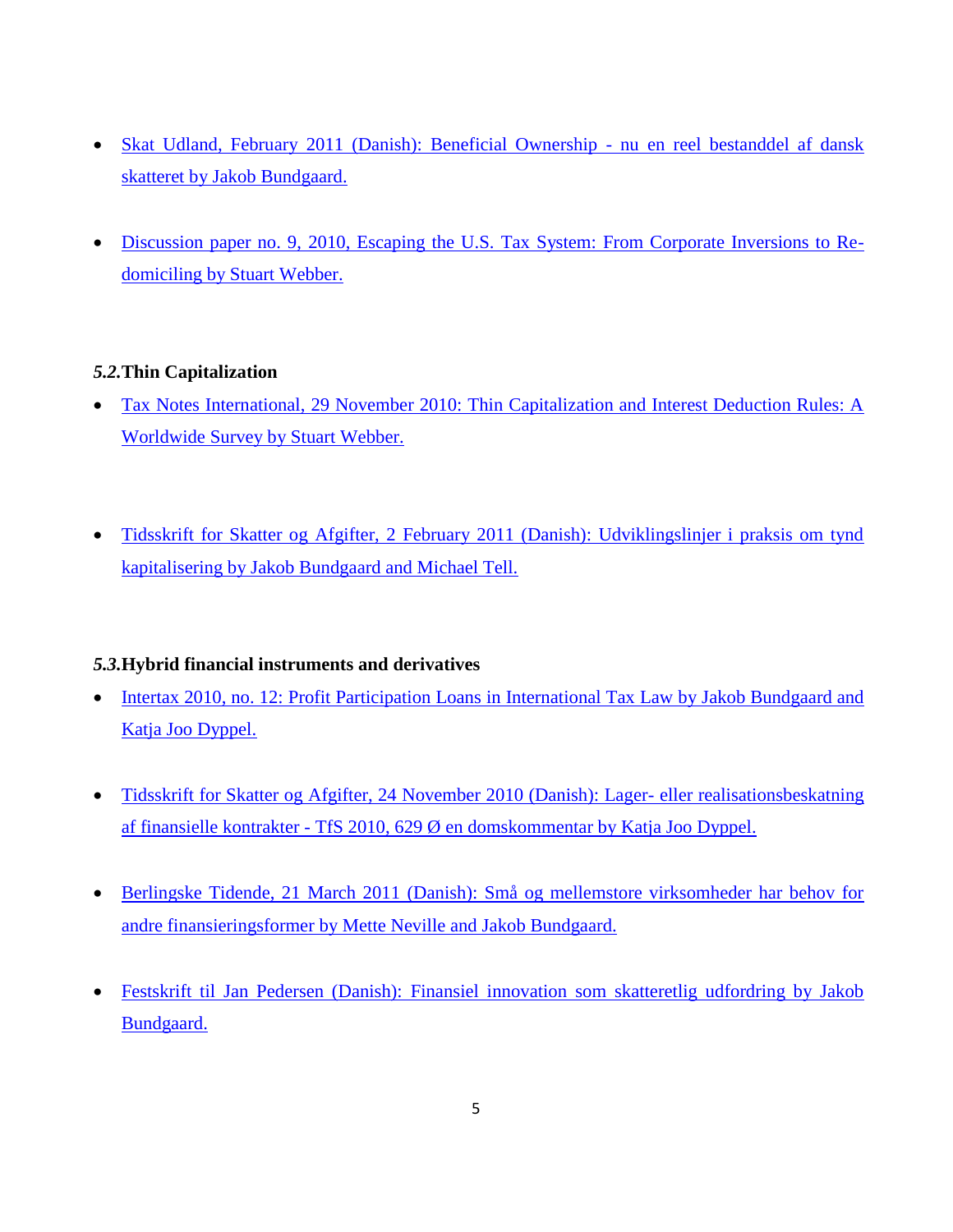- Skat Udland, February 2011 (Danish): Beneficial Ownership - nu en reel bestanddel af dansk skatteret by Jakob Bundgaard.

- Discussion paper no. 9, 2010, Escaping the U.S. Tax System: From Corporate Inversions to Re-domiciling by Stuart Webber.

### *5.2.* Thin Capitalization

- Tax Notes International, 29 November 2010: Thin Capitalization and Interest Deduction Rules: A Worldwide Survey by Stuart Webber.

- Tidsskrift for Skatter og Afgifter, 2 February 2011 (Danish): Udviklingslinjer i praksis om tynd kapitalisering by Jakob Bundgaard and Michael Tell.

### *5.3.* Hybrid financial instruments and derivatives

- Intertax 2010, no. 12: Profit Participation Loans in International Tax Law by Jakob Bundgaard and Katja Joo Dyppel.

- Tidsskrift for Skatter og Afgifter, 24 November 2010 (Danish): Lager- eller realisationsbeskatning af finansielle kontrakter - TfS 2010, 629 Ø en domskommentar by Katja Joo Dyppel.

- Berlingske Tidende, 21 March 2011 (Danish): Små og mellemstore virksomheder har behov for andre finansieringsformer by Mette Neville and Jakob Bundgaard.

- Festskrift til Jan Pedersen (Danish): Finansiel innovation som skatteretlig udfordring by Jakob Bundgaard.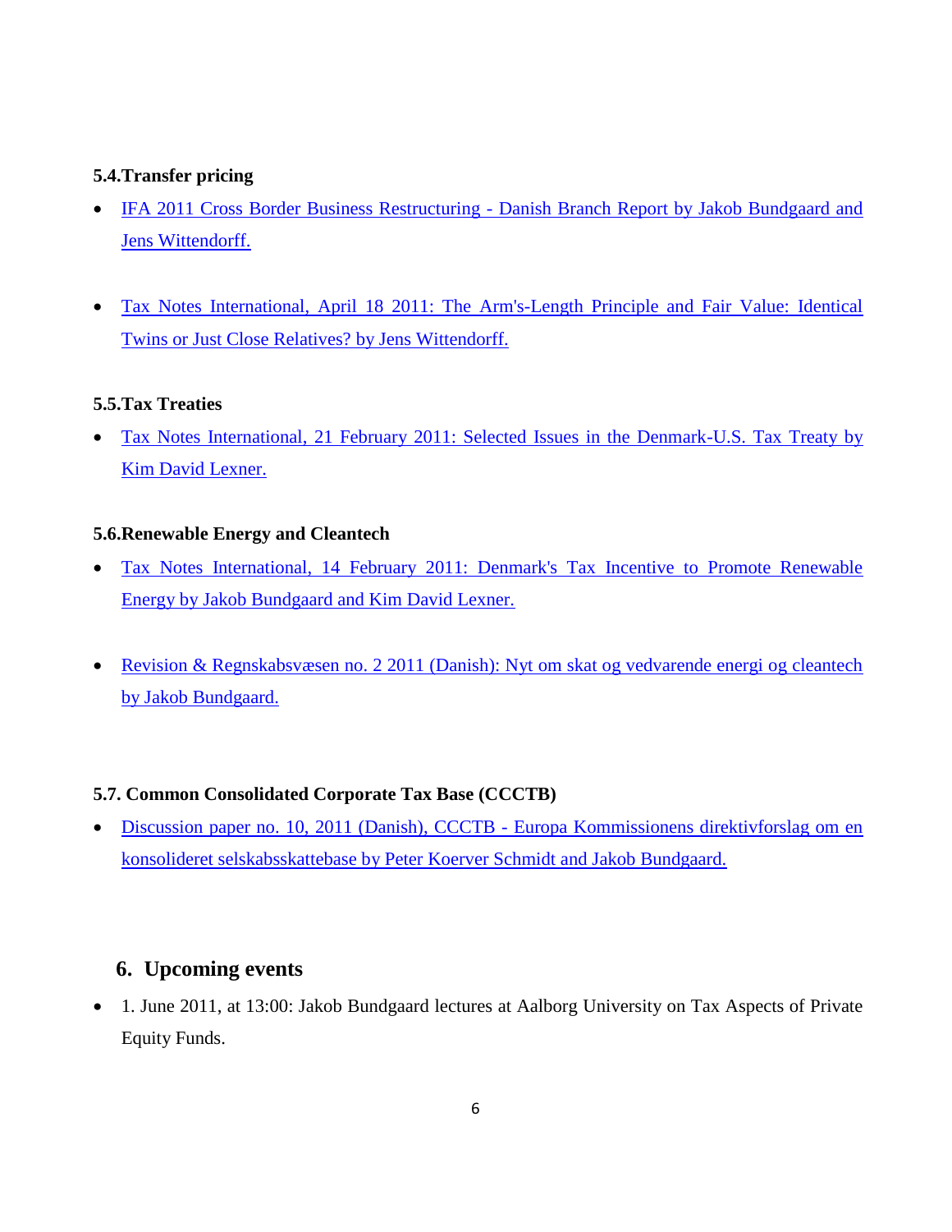### 5.4.Transfer pricing

- IFA 2011 Cross Border Business Restructuring - Danish Branch Report by Jakob Bundgaard and Jens Wittendorff.

- Tax Notes International, April 18 2011: The Arm's-Length Principle and Fair Value: Identical Twins or Just Close Relatives? by Jens Wittendorff.

### 5.5.Tax Treaties

- Tax Notes International, 21 February 2011: Selected Issues in the Denmark-U.S. Tax Treaty by Kim David Lexner.

### 5.6.Renewable Energy and Cleantech

- Tax Notes International, 14 February 2011: Denmark's Tax Incentive to Promote Renewable Energy by Jakob Bundgaard and Kim David Lexner.

- Revision & Regnskabsvæsen no. 2 2011 (Danish): Nyt om skat og vedvarende energi og cleantech by Jakob Bundgaard.

### 5.7. Common Consolidated Corporate Tax Base (CCCTB)

- Discussion paper no. 10, 2011 (Danish), CCCTB - Europa Kommissionens direktivforslag om en konsolideret selskabsskattebase by Peter Koerver Schmidt and Jakob Bundgaard.

## 6. Upcoming events

- 1. June 2011, at 13:00: Jakob Bundgaard lectures at Aalborg University on Tax Aspects of Private Equity Funds.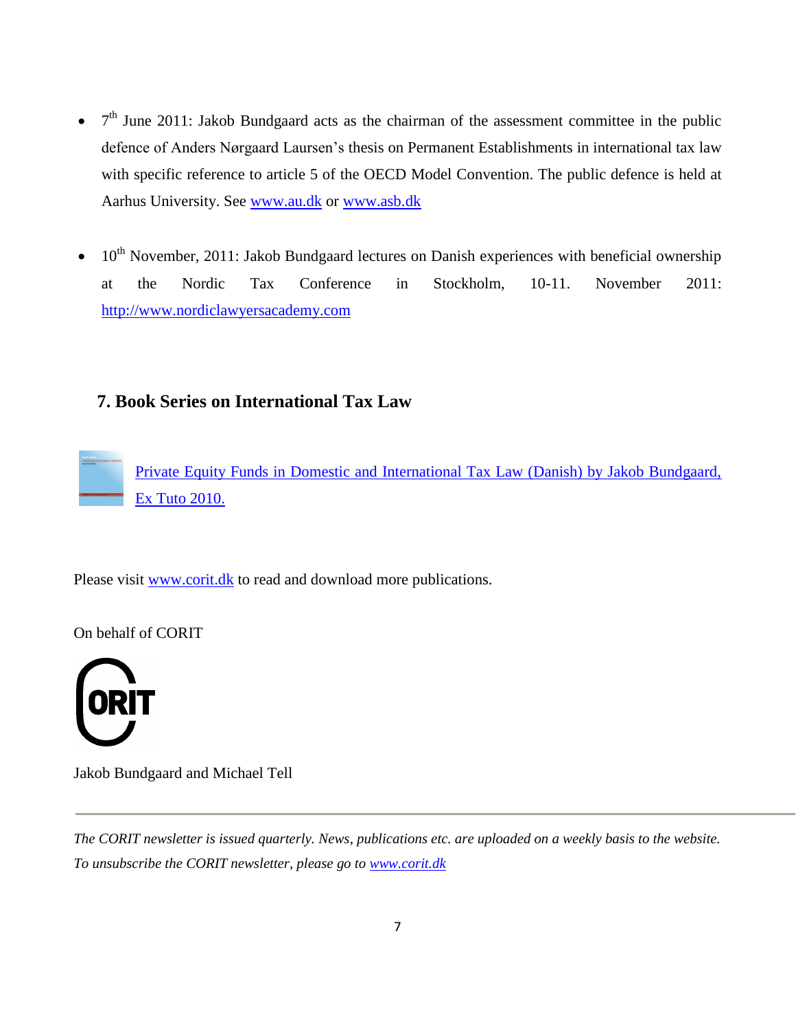- 7th June 2011: Jakob Bundgaard acts as the chairman of the assessment committee in the public defence of Anders Nørgaard Laursen's thesis on Permanent Establishments in international tax law with specific reference to article 5 of the OECD Model Convention. The public defence is held at Aarhus University. See www.au.dk or www.asb.dk

- 10th November, 2011: Jakob Bundgaard lectures on Danish experiences with beneficial ownership at the Nordic Tax Conference in Stockholm, 10-11. November 2011: http://www.nordiclawyersacademy.com

## 7. Book Series on International Tax Law

Private Equity Funds in Domestic and International Tax Law (Danish) by Jakob Bundgaard, Ex Tuto 2010.

Please visit www.corit.dk to read and download more publications.

On behalf of CORIT

CORIT

Jakob Bundgaard and Michael Tell

---

*The CORIT newsletter is issued quarterly. News, publications etc. are uploaded on a weekly basis to the website. To unsubscribe the CORIT newsletter, please go to www.corit.dk*